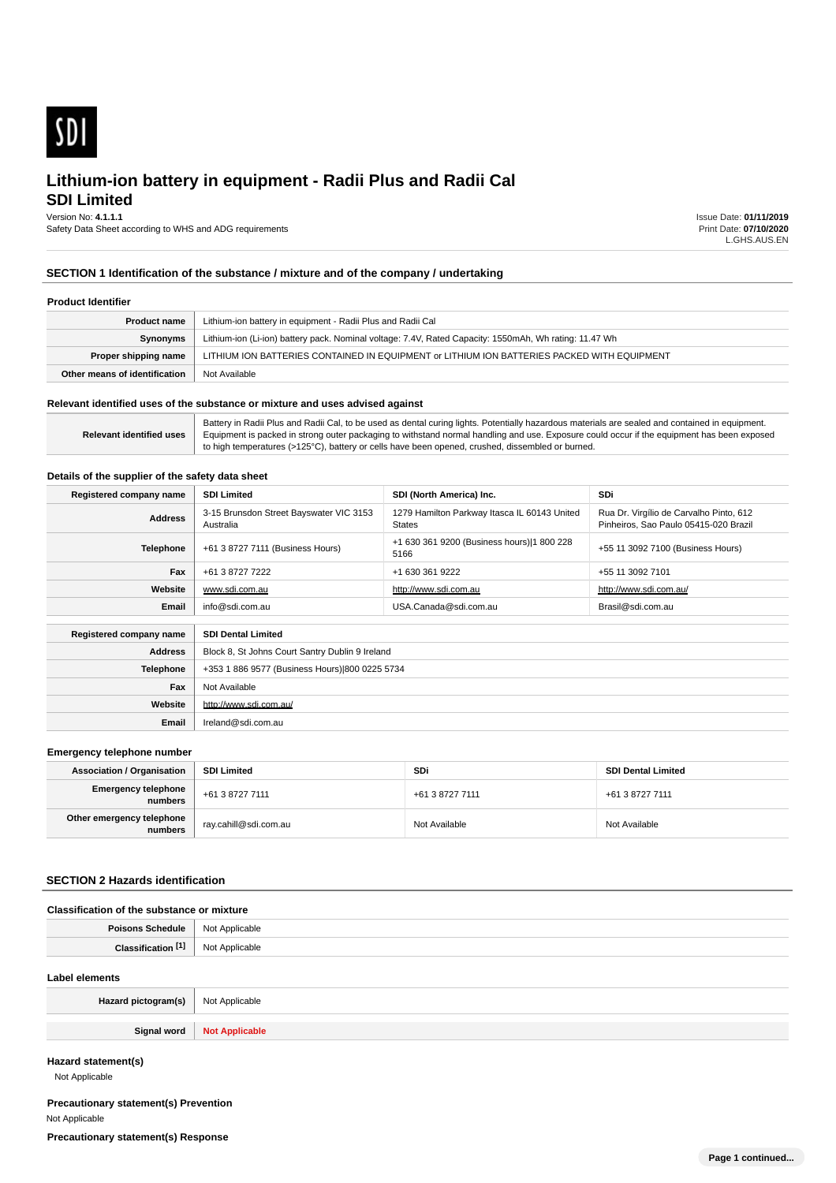# Lithium-ion battery in equipment - Radii Plus and Radii Cal

## SDI Limited

Version No: **4.1.1.1**
Safety Data Sheet according to WHS and ADG requirements

Issue Date: **01/11/2019**
Print Date: **07/10/2020**
L.GHS.AUS.EN

## SECTION 1 Identification of the substance / mixture and of the company / undertaking

### Product Identifier

| | |
|---|---|
| **Product name** | Lithium-ion battery in equipment - Radii Plus and Radii Cal |
| **Synonyms** | Lithium-ion (Li-ion) battery pack. Nominal voltage: 7.4V, Rated Capacity: 1550mAh, Wh rating: 11.47 Wh |
| **Proper shipping name** | LITHIUM ION BATTERIES CONTAINED IN EQUIPMENT or LITHIUM ION BATTERIES PACKED WITH EQUIPMENT |
| **Other means of identification** | Not Available |

### Relevant identified uses of the substance or mixture and uses advised against

| | |
|---|---|
| **Relevant identified uses** | Battery in Radii Plus and Radii Cal, to be used as dental curing lights. Potentially hazardous materials are sealed and contained in equipment. Equipment is packed in strong outer packaging to withstand normal handling and use. Exposure could occur if the equipment has been exposed to high temperatures (>125°C), battery or cells have been opened, crushed, dissembled or burned. |

### Details of the supplier of the safety data sheet

| **Registered company name** | **SDI Limited** | **SDI (North America) Inc.** | **SDi** |
|---|---|---|---|
| **Address** | 3-15 Brunsdon Street Bayswater VIC 3153 Australia | 1279 Hamilton Parkway Itasca IL 60143 United States | Rua Dr. Virgílio de Carvalho Pinto, 612 Pinheiros, Sao Paulo 05415-020 Brazil |
| **Telephone** | +61 3 8727 7111 (Business Hours) | +1 630 361 9200 (Business hours)\|1 800 228 5166 | +55 11 3092 7100 (Business Hours) |
| **Fax** | +61 3 8727 7222 | +1 630 361 9222 | +55 11 3092 7101 |
| **Website** | www.sdi.com.au | http://www.sdi.com.au | http://www.sdi.com.au/ |
| **Email** | info@sdi.com.au | USA.Canada@sdi.com.au | Brasil@sdi.com.au |

| **Registered company name** | **SDI Dental Limited** |
|---|---|
| **Address** | Block 8, St Johns Court Santry Dublin 9 Ireland |
| **Telephone** | +353 1 886 9577 (Business Hours)\|800 0225 5734 |
| **Fax** | Not Available |
| **Website** | http://www.sdi.com.au/ |
| **Email** | Ireland@sdi.com.au |

### Emergency telephone number

| **Association / Organisation** | **SDI Limited** | **SDi** | **SDI Dental Limited** |
|---|---|---|---|
| **Emergency telephone numbers** | +61 3 8727 7111 | +61 3 8727 7111 | +61 3 8727 7111 |
| **Other emergency telephone numbers** | ray.cahill@sdi.com.au | Not Available | Not Available |

## SECTION 2 Hazards identification

### Classification of the substance or mixture

| | |
|---|---|
| **Poisons Schedule** | Not Applicable |
| **Classification [1]** | Not Applicable |

### Label elements

| | |
|---|---|
| **Hazard pictogram(s)** | Not Applicable |
| **Signal word** | **Not Applicable** |

### Hazard statement(s)

Not Applicable

### Precautionary statement(s) Prevention

Not Applicable

### Precautionary statement(s) Response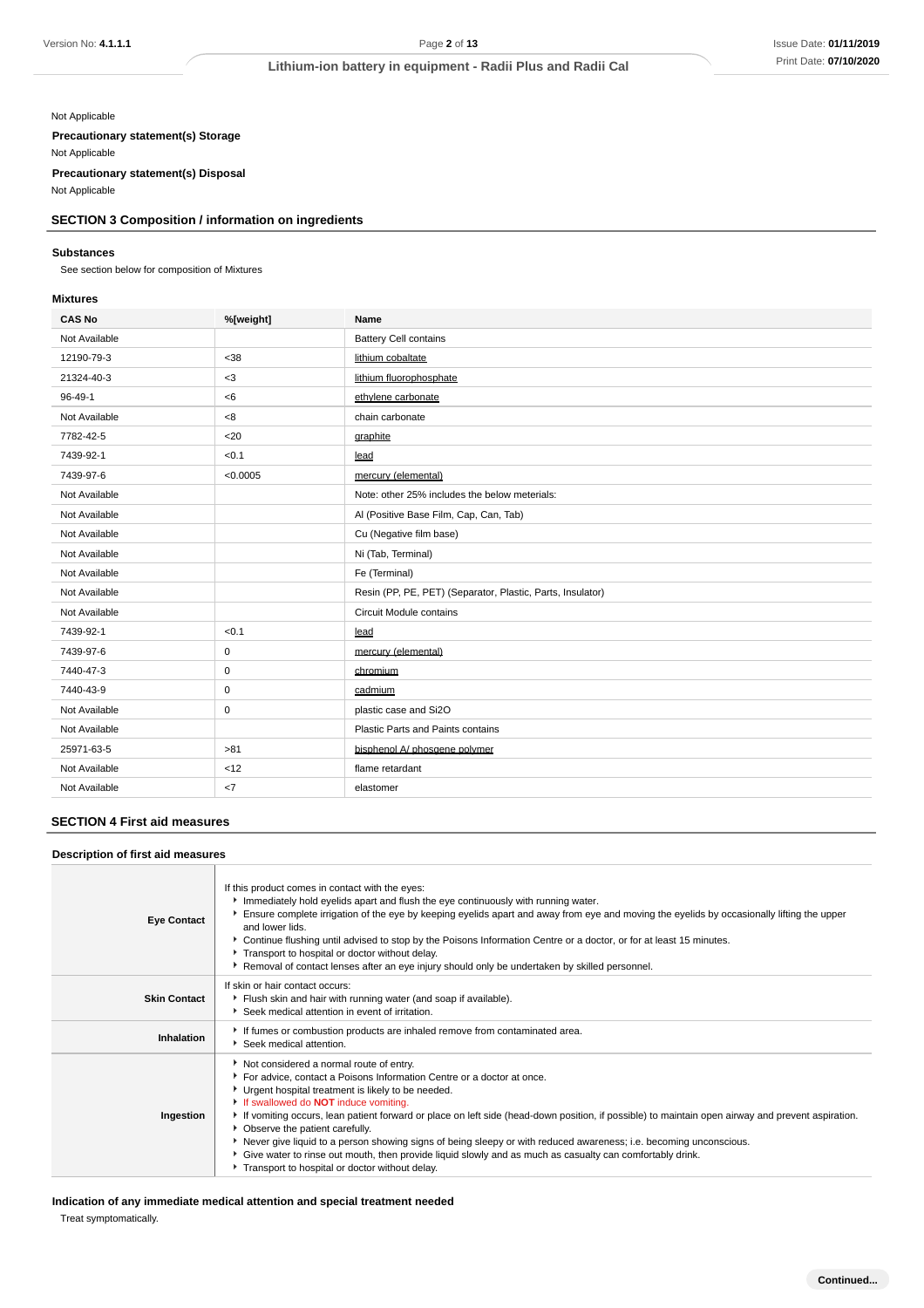Not Applicable

**Precautionary statement(s) Storage**

Not Applicable

**Precautionary statement(s) Disposal**

Not Applicable

## SECTION 3 Composition / information on ingredients

### Substances

See section below for composition of Mixtures

### Mixtures

| CAS No | %[weight] | Name |
|---|---|---|
| Not Available | | Battery Cell contains |
| 12190-79-3 | <38 | lithium cobaltate |
| 21324-40-3 | <3 | lithium fluorophosphate |
| 96-49-1 | <6 | ethylene carbonate |
| Not Available | <8 | chain carbonate |
| 7782-42-5 | <20 | graphite |
| 7439-92-1 | <0.1 | lead |
| 7439-97-6 | <0.0005 | mercury (elemental) |
| Not Available | | Note: other 25% includes the below meterials: |
| Not Available | | Al (Positive Base Film, Cap, Can, Tab) |
| Not Available | | Cu (Negative film base) |
| Not Available | | Ni (Tab, Terminal) |
| Not Available | | Fe (Terminal) |
| Not Available | | Resin (PP, PE, PET) (Separator, Plastic, Parts, Insulator) |
| Not Available | | Circuit Module contains |
| 7439-92-1 | <0.1 | lead |
| 7439-97-6 | 0 | mercury (elemental) |
| 7440-47-3 | 0 | chromium |
| 7440-43-9 | 0 | cadmium |
| Not Available | 0 | plastic case and Si2O |
| Not Available | | Plastic Parts and Paints contains |
| 25971-63-5 | >81 | bisphenol A/ phosgene polymer |
| Not Available | <12 | flame retardant |
| Not Available | <7 | elastomer |

## SECTION 4 First aid measures

### Description of first aid measures

| | |
|---|---|
| **Eye Contact** | If this product comes in contact with the eyes:<br>- Immediately hold eyelids apart and flush the eye continuously with running water.<br>- Ensure complete irrigation of the eye by keeping eyelids apart and away from eye and moving the eyelids by occasionally lifting the upper and lower lids.<br>- Continue flushing until advised to stop by the Poisons Information Centre or a doctor, or for at least 15 minutes.<br>- Transport to hospital or doctor without delay.<br>- Removal of contact lenses after an eye injury should only be undertaken by skilled personnel. |
| **Skin Contact** | If skin or hair contact occurs:<br>- Flush skin and hair with running water (and soap if available).<br>- Seek medical attention in event of irritation. |
| **Inhalation** | - If fumes or combustion products are inhaled remove from contaminated area.<br>- Seek medical attention. |
| **Ingestion** | - Not considered a normal route of entry.<br>- For advice, contact a Poisons Information Centre or a doctor at once.<br>- Urgent hospital treatment is likely to be needed.<br>- If swallowed do **NOT** induce vomiting.<br>- If vomiting occurs, lean patient forward or place on left side (head-down position, if possible) to maintain open airway and prevent aspiration.<br>- Observe the patient carefully.<br>- Never give liquid to a person showing signs of being sleepy or with reduced awareness; i.e. becoming unconscious.<br>- Give water to rinse out mouth, then provide liquid slowly and as much as casualty can comfortably drink.<br>- Transport to hospital or doctor without delay. |

### Indication of any immediate medical attention and special treatment needed

Treat symptomatically.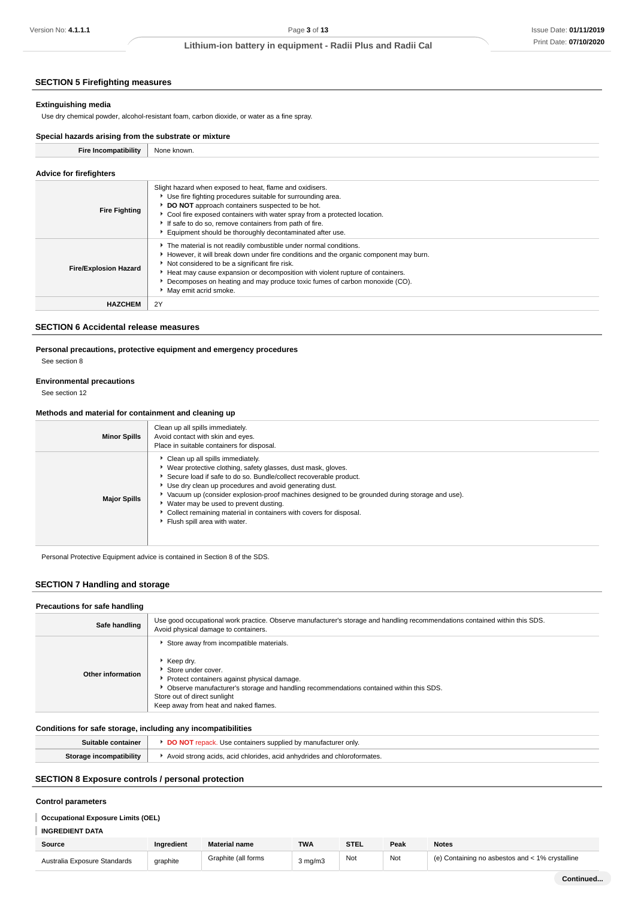## SECTION 5 Firefighting measures

### Extinguishing media

Use dry chemical powder, alcohol-resistant foam, carbon dioxide, or water as a fine spray.

### Special hazards arising from the substrate or mixture

| | |
|---|---|
| **Fire Incompatibility** | None known. |

### Advice for firefighters

| | |
|---|---|
| **Fire Fighting** | Slight hazard when exposed to heat, flame and oxidisers.<br>▸ Use fire fighting procedures suitable for surrounding area.<br>▸ **DO NOT** approach containers suspected to be hot.<br>▸ Cool fire exposed containers with water spray from a protected location.<br>▸ If safe to do so, remove containers from path of fire.<br>▸ Equipment should be thoroughly decontaminated after use. |
| **Fire/Explosion Hazard** | ▸ The material is not readily combustible under normal conditions.<br>▸ However, it will break down under fire conditions and the organic component may burn.<br>▸ Not considered to be a significant fire risk.<br>▸ Heat may cause expansion or decomposition with violent rupture of containers.<br>▸ Decomposes on heating and may produce toxic fumes of carbon monoxide (CO).<br>▸ May emit acrid smoke. |
| **HAZCHEM** | 2Y |

## SECTION 6 Accidental release measures

### Personal precautions, protective equipment and emergency procedures

See section 8

### Environmental precautions

See section 12

### Methods and material for containment and cleaning up

| | |
|---|---|
| **Minor Spills** | Clean up all spills immediately.<br>Avoid contact with skin and eyes.<br>Place in suitable containers for disposal. |
| **Major Spills** | ▸ Clean up all spills immediately.<br>▸ Wear protective clothing, safety glasses, dust mask, gloves.<br>▸ Secure load if safe to do so. Bundle/collect recoverable product.<br>▸ Use dry clean up procedures and avoid generating dust.<br>▸ Vacuum up (consider explosion-proof machines designed to be grounded during storage and use).<br>▸ Water may be used to prevent dusting.<br>▸ Collect remaining material in containers with covers for disposal.<br>▸ Flush spill area with water. |

Personal Protective Equipment advice is contained in Section 8 of the SDS.

## SECTION 7 Handling and storage

### Precautions for safe handling

| | |
|---|---|
| **Safe handling** | Use good occupational work practice. Observe manufacturer's storage and handling recommendations contained within this SDS.<br>Avoid physical damage to containers. |
| **Other information** | ▸ Store away from incompatible materials.<br><br>▸ Keep dry.<br>▸ Store under cover.<br>▸ Protect containers against physical damage.<br>▸ Observe manufacturer's storage and handling recommendations contained within this SDS.<br>Store out of direct sunlight<br>Keep away from heat and naked flames. |

### Conditions for safe storage, including any incompatibilities

| | |
|---|---|
| **Suitable container** | ▸ **DO NOT** repack. Use containers supplied by manufacturer only. |
| **Storage incompatibility** | ▸ Avoid strong acids, acid chlorides, acid anhydrides and chloroformates. |

## SECTION 8 Exposure controls / personal protection

### Control parameters

**Occupational Exposure Limits (OEL)**

**INGREDIENT DATA**

| Source | Ingredient | Material name | TWA | STEL | Peak | Notes |
|---|---|---|---|---|---|---|
| Australia Exposure Standards | graphite | Graphite (all forms | 3 mg/m3 | Not | Not | (e) Containing no asbestos and < 1% crystalline |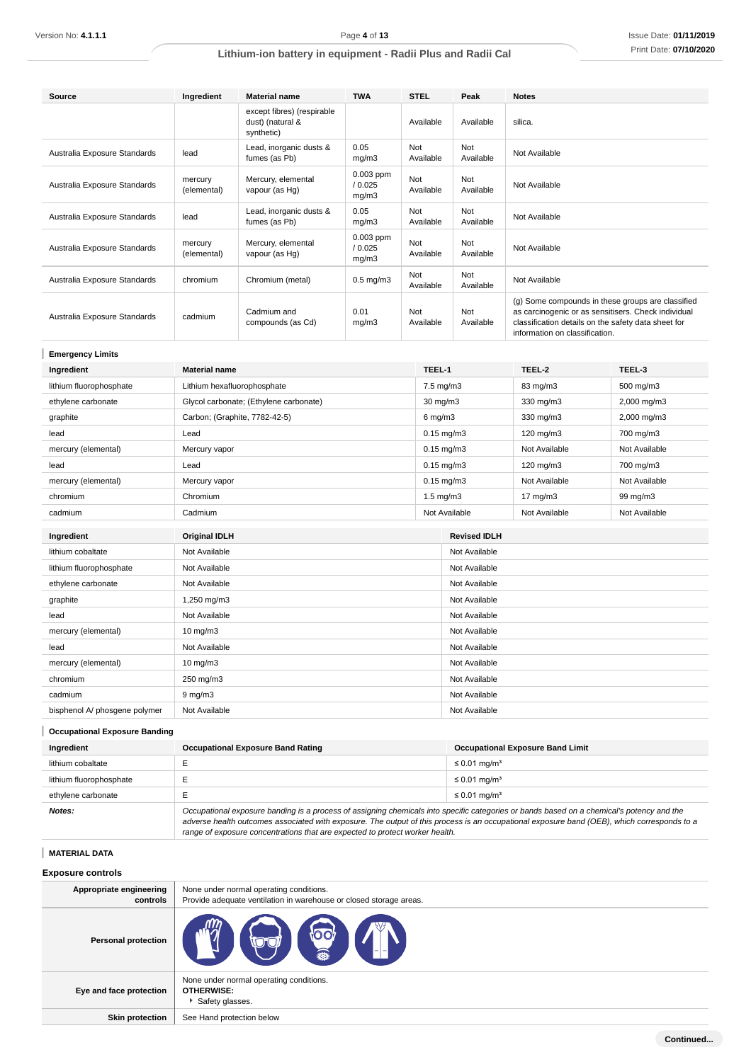| Source | Ingredient | Material name | TWA | STEL | Peak | Notes |
|---|---|---|---|---|---|---|
| | | except fibres) (respirable dust) (natural & synthetic) | | Available | Available | silica. |
| Australia Exposure Standards | lead | Lead, inorganic dusts & fumes (as Pb) | 0.05 mg/m3 | Not Available | Not Available | Not Available |
| Australia Exposure Standards | mercury (elemental) | Mercury, elemental vapour (as Hg) | 0.003 ppm / 0.025 mg/m3 | Not Available | Not Available | Not Available |
| Australia Exposure Standards | lead | Lead, inorganic dusts & fumes (as Pb) | 0.05 mg/m3 | Not Available | Not Available | Not Available |
| Australia Exposure Standards | mercury (elemental) | Mercury, elemental vapour (as Hg) | 0.003 ppm / 0.025 mg/m3 | Not Available | Not Available | Not Available |
| Australia Exposure Standards | chromium | Chromium (metal) | 0.5 mg/m3 | Not Available | Not Available | Not Available |
| Australia Exposure Standards | cadmium | Cadmium and compounds (as Cd) | 0.01 mg/m3 | Not Available | Not Available | (g) Some compounds in these groups are classified as carcinogenic or as sensitisers. Check individual classification details on the safety data sheet for information on classification. |

### Emergency Limits

| Ingredient | Material name | TEEL-1 | TEEL-2 | TEEL-3 |
|---|---|---|---|---|
| lithium fluorophosphate | Lithium hexafluorophosphate | 7.5 mg/m3 | 83 mg/m3 | 500 mg/m3 |
| ethylene carbonate | Glycol carbonate; (Ethylene carbonate) | 30 mg/m3 | 330 mg/m3 | 2,000 mg/m3 |
| graphite | Carbon; (Graphite, 7782-42-5) | 6 mg/m3 | 330 mg/m3 | 2,000 mg/m3 |
| lead | Lead | 0.15 mg/m3 | 120 mg/m3 | 700 mg/m3 |
| mercury (elemental) | Mercury vapor | 0.15 mg/m3 | Not Available | Not Available |
| lead | Lead | 0.15 mg/m3 | 120 mg/m3 | 700 mg/m3 |
| mercury (elemental) | Mercury vapor | 0.15 mg/m3 | Not Available | Not Available |
| chromium | Chromium | 1.5 mg/m3 | 17 mg/m3 | 99 mg/m3 |
| cadmium | Cadmium | Not Available | Not Available | Not Available |

| Ingredient | Original IDLH | Revised IDLH |
|---|---|---|
| lithium cobaltate | Not Available | Not Available |
| lithium fluorophosphate | Not Available | Not Available |
| ethylene carbonate | Not Available | Not Available |
| graphite | 1,250 mg/m3 | Not Available |
| lead | Not Available | Not Available |
| mercury (elemental) | 10 mg/m3 | Not Available |
| lead | Not Available | Not Available |
| mercury (elemental) | 10 mg/m3 | Not Available |
| chromium | 250 mg/m3 | Not Available |
| cadmium | 9 mg/m3 | Not Available |
| bisphenol A/ phosgene polymer | Not Available | Not Available |

### Occupational Exposure Banding

| Ingredient | Occupational Exposure Band Rating | Occupational Exposure Band Limit |
|---|---|---|
| lithium cobaltate | E | ≤ 0.01 mg/m³ |
| lithium fluorophosphate | E | ≤ 0.01 mg/m³ |
| ethylene carbonate | E | ≤ 0.01 mg/m³ |
| ***Notes:*** | *Occupational exposure banding is a process of assigning chemicals into specific categories or bands based on a chemical's potency and the adverse health outcomes associated with exposure. The output of this process is an occupational exposure band (OEB), which corresponds to a range of exposure concentrations that are expected to protect worker health.* | |

### MATERIAL DATA

## Exposure controls

| | |
|---|---|
| **Appropriate engineering controls** | None under normal operating conditions. Provide adequate ventilation in warehouse or closed storage areas. |
| **Personal protection** | |
| **Eye and face protection** | None under normal operating conditions. **OTHERWISE:** Safety glasses. |
| **Skin protection** | See Hand protection below |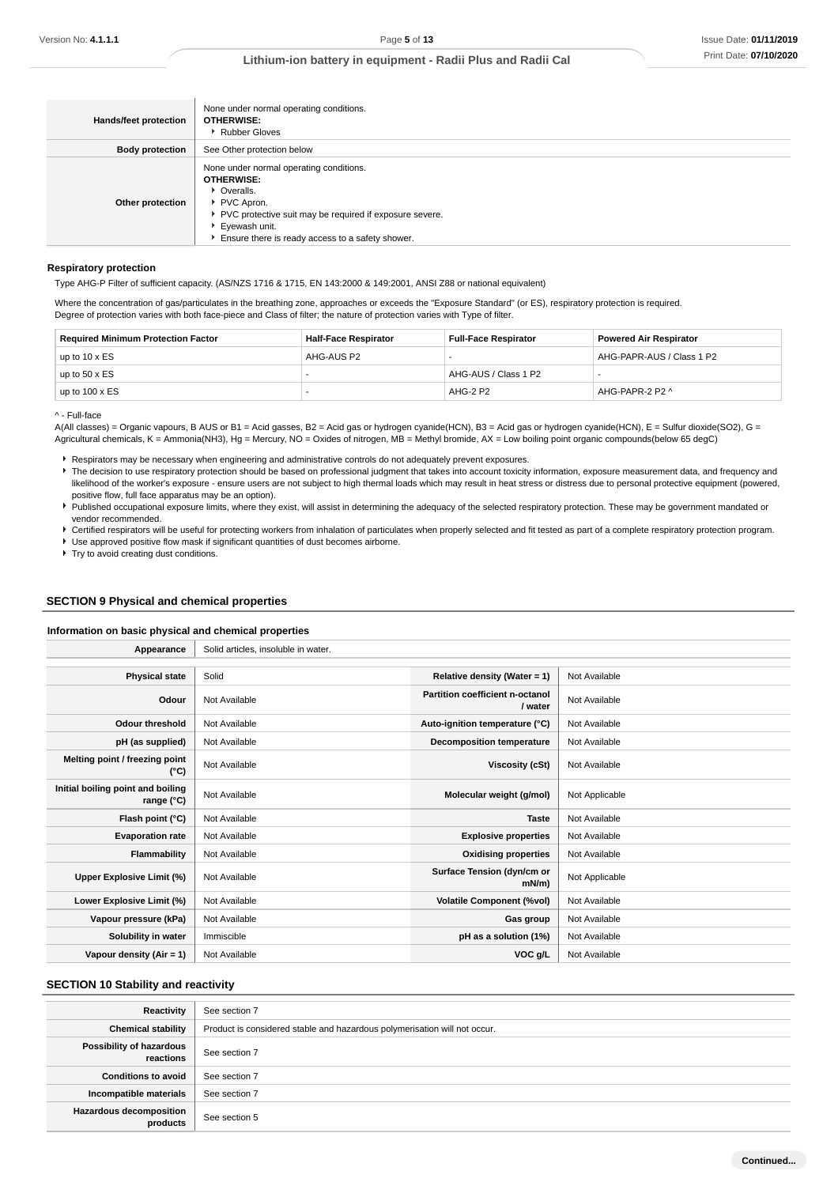| | |
|---|---|
| **Hands/feet protection** | None under normal operating conditions.<br>**OTHERWISE:**<br>▸ Rubber Gloves |
| **Body protection** | See Other protection below |
| **Other protection** | None under normal operating conditions.<br>**OTHERWISE:**<br>▸ Overalls.<br>▸ PVC Apron.<br>▸ PVC protective suit may be required if exposure severe.<br>▸ Eyewash unit.<br>▸ Ensure there is ready access to a safety shower. |

**Respiratory protection**

Type AHG-P Filter of sufficient capacity. (AS/NZS 1716 & 1715, EN 143:2000 & 149:2001, ANSI Z88 or national equivalent)

Where the concentration of gas/particulates in the breathing zone, approaches or exceeds the "Exposure Standard" (or ES), respiratory protection is required.
Degree of protection varies with both face-piece and Class of filter; the nature of protection varies with Type of filter.

| Required Minimum Protection Factor | Half-Face Respirator | Full-Face Respirator | Powered Air Respirator |
|---|---|---|---|
| up to 10 x ES | AHG-AUS P2 | - | AHG-PAPR-AUS / Class 1 P2 |
| up to 50 x ES | - | AHG-AUS / Class 1 P2 | - |
| up to 100 x ES | - | AHG-2 P2 | AHG-PAPR-2 P2 ^ |

^ - Full-face

A(All classes) = Organic vapours, B AUS or B1 = Acid gasses, B2 = Acid gas or hydrogen cyanide(HCN), B3 = Acid gas or hydrogen cyanide(HCN), E = Sulfur dioxide(SO2), G = Agricultural chemicals, K = Ammonia(NH3), Hg = Mercury, NO = Oxides of nitrogen, MB = Methyl bromide, AX = Low boiling point organic compounds(below 65 degC)

- Respirators may be necessary when engineering and administrative controls do not adequately prevent exposures.
- The decision to use respiratory protection should be based on professional judgment that takes into account toxicity information, exposure measurement data, and frequency and likelihood of the worker's exposure - ensure users are not subject to high thermal loads which may result in heat stress or distress due to personal protective equipment (powered, positive flow, full face apparatus may be an option).
- Published occupational exposure limits, where they exist, will assist in determining the adequacy of the selected respiratory protection. These may be government mandated or vendor recommended.
- Certified respirators will be useful for protecting workers from inhalation of particulates when properly selected and fit tested as part of a complete respiratory protection program.
- Use approved positive flow mask if significant quantities of dust becomes airborne.
- Try to avoid creating dust conditions.

## SECTION 9 Physical and chemical properties

### Information on basic physical and chemical properties

| | | | |
|---|---|---|---|
| **Appearance** | Solid articles, insoluble in water. | | |
| **Physical state** | Solid | **Relative density (Water = 1)** | Not Available |
| **Odour** | Not Available | **Partition coefficient n-octanol / water** | Not Available |
| **Odour threshold** | Not Available | **Auto-ignition temperature (°C)** | Not Available |
| **pH (as supplied)** | Not Available | **Decomposition temperature** | Not Available |
| **Melting point / freezing point (°C)** | Not Available | **Viscosity (cSt)** | Not Available |
| **Initial boiling point and boiling range (°C)** | Not Available | **Molecular weight (g/mol)** | Not Applicable |
| **Flash point (°C)** | Not Available | **Taste** | Not Available |
| **Evaporation rate** | Not Available | **Explosive properties** | Not Available |
| **Flammability** | Not Available | **Oxidising properties** | Not Available |
| **Upper Explosive Limit (%)** | Not Available | **Surface Tension (dyn/cm or mN/m)** | Not Applicable |
| **Lower Explosive Limit (%)** | Not Available | **Volatile Component (%vol)** | Not Available |
| **Vapour pressure (kPa)** | Not Available | **Gas group** | Not Available |
| **Solubility in water** | Immiscible | **pH as a solution (1%)** | Not Available |
| **Vapour density (Air = 1)** | Not Available | **VOC g/L** | Not Available |

## SECTION 10 Stability and reactivity

| | |
|---|---|
| **Reactivity** | See section 7 |
| **Chemical stability** | Product is considered stable and hazardous polymerisation will not occur. |
| **Possibility of hazardous reactions** | See section 7 |
| **Conditions to avoid** | See section 7 |
| **Incompatible materials** | See section 7 |
| **Hazardous decomposition products** | See section 5 |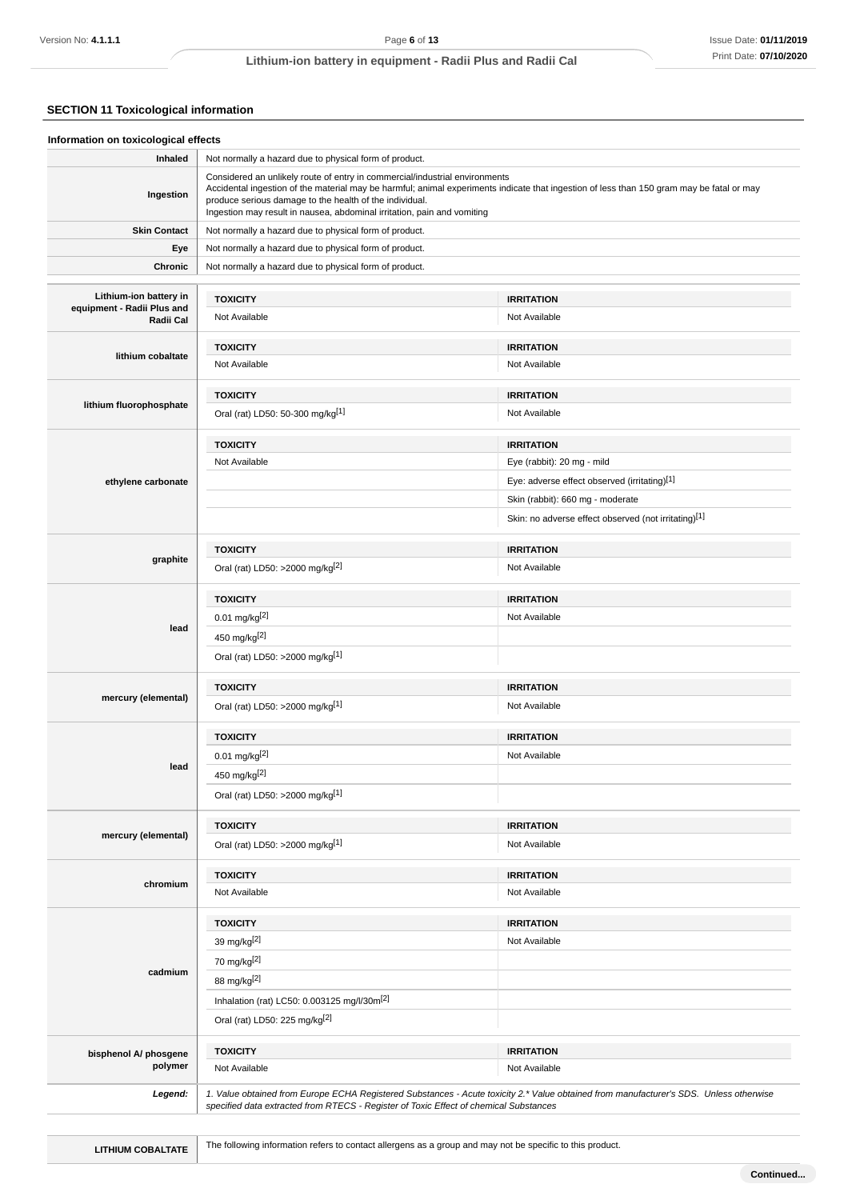## SECTION 11 Toxicological information

### Information on toxicological effects

| | |
|---|---|
| **Inhaled** | Not normally a hazard due to physical form of product. |
| **Ingestion** | Considered an unlikely route of entry in commercial/industrial environments<br>Accidental ingestion of the material may be harmful; animal experiments indicate that ingestion of less than 150 gram may be fatal or may produce serious damage to the health of the individual.<br>Ingestion may result in nausea, abdominal irritation, pain and vomiting |
| **Skin Contact** | Not normally a hazard due to physical form of product. |
| **Eye** | Not normally a hazard due to physical form of product. |
| **Chronic** | Not normally a hazard due to physical form of product. |

| | TOXICITY | IRRITATION |
|---|---|---|
| **Lithium-ion battery in equipment - Radii Plus and Radii Cal** | Not Available | Not Available |
| **lithium cobaltate** | Not Available | Not Available |
| **lithium fluorophosphate** | Oral (rat) LD50: 50-300 mg/kg[1] | Not Available |
| **ethylene carbonate** | Not Available | Eye (rabbit): 20 mg - mild |
| | | Eye: adverse effect observed (irritating)[1] |
| | | Skin (rabbit): 660 mg - moderate |
| | | Skin: no adverse effect observed (not irritating)[1] |
| **graphite** | Oral (rat) LD50: >2000 mg/kg[2] | Not Available |
| **lead** | 0.01 mg/kg[2] | Not Available |
| | 450 mg/kg[2] | |
| | Oral (rat) LD50: >2000 mg/kg[1] | |
| **mercury (elemental)** | Oral (rat) LD50: >2000 mg/kg[1] | Not Available |
| **lead** | 0.01 mg/kg[2] | Not Available |
| | 450 mg/kg[2] | |
| | Oral (rat) LD50: >2000 mg/kg[1] | |
| **mercury (elemental)** | Oral (rat) LD50: >2000 mg/kg[1] | Not Available |
| **chromium** | Not Available | Not Available |
| **cadmium** | 39 mg/kg[2] | Not Available |
| | 70 mg/kg[2] | |
| | 88 mg/kg[2] | |
| | Inhalation (rat) LC50: 0.003125 mg/l/30m[2] | |
| | Oral (rat) LD50: 225 mg/kg[2] | |
| **bisphenol A/ phosgene polymer** | Not Available | Not Available |
| ***Legend:*** | *1. Value obtained from Europe ECHA Registered Substances - Acute toxicity 2.\* Value obtained from manufacturer's SDS. Unless otherwise specified data extracted from RTECS - Register of Toxic Effect of chemical Substances* | |

| | |
|---|---|
| **LITHIUM COBALTATE** | The following information refers to contact allergens as a group and may not be specific to this product. |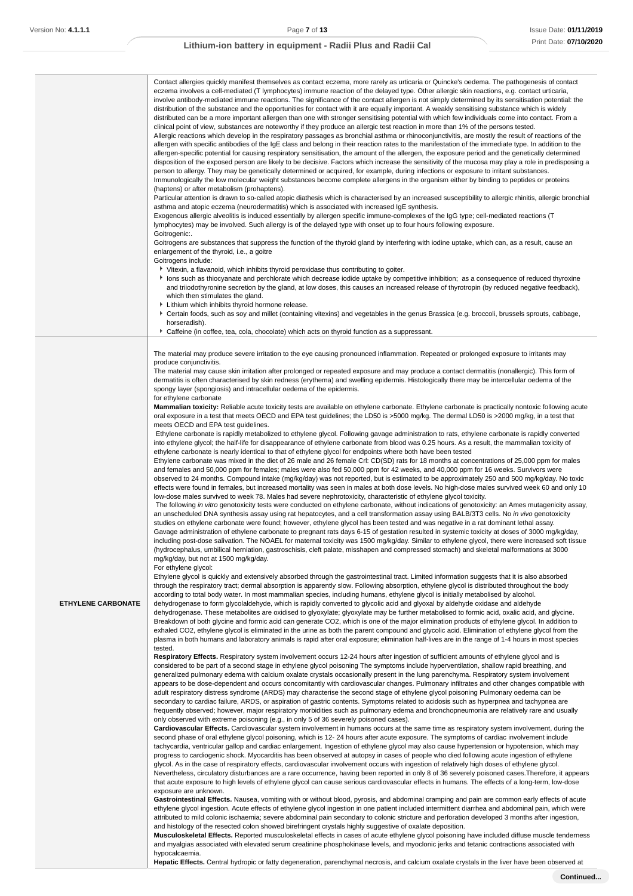| | |
|---|---|
| | Contact allergies quickly manifest themselves as contact eczema, more rarely as urticaria or Quincke's oedema. The pathogenesis of contact eczema involves a cell-mediated (T lymphocytes) immune reaction of the delayed type. Other allergic skin reactions, e.g. contact urticaria, involve antibody-mediated immune reactions. The significance of the contact allergen is not simply determined by its sensitisation potential: the distribution of the substance and the opportunities for contact with it are equally important. A weakly sensitising substance which is widely distributed can be a more important allergen than one with stronger sensitising potential with which few individuals come into contact. From a clinical point of view, substances are noteworthy if they produce an allergic test reaction in more than 1% of the persons tested.<br>Allergic reactions which develop in the respiratory passages as bronchial asthma or rhinoconjunctivitis, are mostly the result of reactions of the allergen with specific antibodies of the IgE class and belong in their reaction rates to the manifestation of the immediate type. In addition to the allergen-specific potential for causing respiratory sensitisation, the amount of the allergen, the exposure period and the genetically determined disposition of the exposed person are likely to be decisive. Factors which increase the sensitivity of the mucosa may play a role in predisposing a person to allergy. They may be genetically determined or acquired, for example, during infections or exposure to irritant substances. Immunologically the low molecular weight substances become complete allergens in the organism either by binding to peptides or proteins (haptens) or after metabolism (prohaptens).<br>Particular attention is drawn to so-called atopic diathesis which is characterised by an increased susceptibility to allergic rhinitis, allergic bronchial asthma and atopic eczema (neurodermatitis) which is associated with increased IgE synthesis.<br>Exogenous allergic alveolitis is induced essentially by allergen specific immune-complexes of the IgG type; cell-mediated reactions (T lymphocytes) may be involved. Such allergy is of the delayed type with onset up to four hours following exposure.<br>Goitrogenic:.<br>Goitrogens are substances that suppress the function of the thyroid gland by interfering with iodine uptake, which can, as a result, cause an enlargement of the thyroid, i.e., a goitre<br>Goitrogens include:<br>• Vitexin, a flavanoid, which inhibits thyroid peroxidase thus contributing to goiter.<br>• Ions such as thiocyanate and perchlorate which decrease iodide uptake by competitive inhibition; as a consequence of reduced thyroxine and triiodothyronine secretion by the gland, at low doses, this causes an increased release of thyrotropin (by reduced negative feedback), which then stimulates the gland.<br>• Lithium which inhibits thyroid hormone release.<br>• Certain foods, such as soy and millet (containing vitexins) and vegetables in the genus Brassica (e.g. broccoli, brussels sprouts, cabbage, horseradish).<br>• Caffeine (in coffee, tea, cola, chocolate) which acts on thyroid function as a suppressant. |
| **ETHYLENE CARBONATE** | The material may produce severe irritation to the eye causing pronounced inflammation. Repeated or prolonged exposure to irritants may produce conjunctivitis.<br>The material may cause skin irritation after prolonged or repeated exposure and may produce a contact dermatitis (nonallergic). This form of dermatitis is often characterised by skin redness (erythema) and swelling epidermis. Histologically there may be intercellular oedema of the spongy layer (spongiosis) and intracellular oedema of the epidermis.<br>for ethylene carbonate<br>**Mammalian toxicity:** Reliable acute toxicity tests are available on ethylene carbonate. Ethylene carbonate is practically nontoxic following acute oral exposure in a test that meets OECD and EPA test guidelines; the LD50 is >5000 mg/kg. The dermal LD50 is >2000 mg/kg, in a test that meets OECD and EPA test guidelines.<br>Ethylene carbonate is rapidly metabolized to ethylene glycol. Following gavage administration to rats, ethylene carbonate is rapidly converted into ethylene glycol; the half-life for disappearance of ethylene carbonate from blood was 0.25 hours. As a result, the mammalian toxicity of ethylene carbonate is nearly identical to that of ethylene glycol for endpoints where both have been tested<br>Ethylene carbonate was mixed in the diet of 26 male and 26 female Crl: CD(SD) rats for 18 months at concentrations of 25,000 ppm for males and females and 50,000 ppm for females; males were also fed 50,000 ppm for 42 weeks, and 40,000 ppm for 16 weeks. Survivors were observed to 24 months. Compound intake (mg/kg/day) was not reported, but is estimated to be approximately 250 and 500 mg/kg/day. No toxic effects were found in females, but increased mortality was seen in males at both dose levels. No high-dose males survived week 60 and only 10 low-dose males survived to week 78. Males had severe nephrotoxicity, characteristic of ethylene glycol toxicity.<br>The following *in vitro* genotoxicity tests were conducted on ethylene carbonate, without indications of genotoxicity: an Ames mutagenicity assay, an unscheduled DNA synthesis assay using rat hepatocytes, and a cell transformation assay using BALB/3T3 cells. No *in vivo* genotoxicity studies on ethylene carbonate were found; however, ethylene glycol has been tested and was negative in a rat dominant lethal assay.<br>Gavage administration of ethylene carbonate to pregnant rats days 6-15 of gestation resulted in systemic toxicity at doses of 3000 mg/kg/day, including post-dose salivation. The NOAEL for maternal toxicity was 1500 mg/kg/day. Similar to ethylene glycol, there were increased soft tissue (hydrocephalus, umbilical herniation, gastroschisis, cleft palate, misshapen and compressed stomach) and skeletal malformations at 3000 mg/kg/day, but not at 1500 mg/kg/day.<br>For ethylene glycol:<br>Ethylene glycol is quickly and extensively absorbed through the gastrointestinal tract. Limited information suggests that it is also absorbed through the respiratory tract; dermal absorption is apparently slow. Following absorption, ethylene glycol is distributed throughout the body according to total body water. In most mammalian species, including humans, ethylene glycol is initially metabolised by alcohol. dehydrogenase to form glycolaldehyde, which is rapidly converted to glycolic acid and glyoxal by aldehyde oxidase and aldehyde dehydrogenase. These metabolites are oxidised to glyoxylate; glyoxylate may be further metabolised to formic acid, oxalic acid, and glycine. Breakdown of both glycine and formic acid can generate $CO_2$, which is one of the major elimination products of ethylene glycol. In addition to exhaled $CO_2$, ethylene glycol is eliminated in the urine as both the parent compound and glycolic acid. Elimination of ethylene glycol from the plasma in both humans and laboratory animals is rapid after oral exposure; elimination half-lives are in the range of 1-4 hours in most species tested.<br>**Respiratory Effects.** Respiratory system involvement occurs 12-24 hours after ingestion of sufficient amounts of ethylene glycol and is considered to be part of a second stage in ethylene glycol poisoning The symptoms include hyperventilation, shallow rapid breathing, and generalized pulmonary edema with calcium oxalate crystals occasionally present in the lung parenchyma. Respiratory system involvement appears to be dose-dependent and occurs concomitantly with cardiovascular changes. Pulmonary infiltrates and other changes compatible with adult respiratory distress syndrome (ARDS) may characterise the second stage of ethylene glycol poisoning Pulmonary oedema can be secondary to cardiac failure, ARDS, or aspiration of gastric contents. Symptoms related to acidosis such as hyperpnea and tachypnea are frequently observed; however, major respiratory morbidities such as pulmonary edema and bronchopneumonia are relatively rare and usually only observed with extreme poisoning (e.g., in only 5 of 36 severely poisoned cases).<br>**Cardiovascular Effects.** Cardiovascular system involvement in humans occurs at the same time as respiratory system involvement, during the second phase of oral ethylene glycol poisoning, which is 12- 24 hours after acute exposure. The symptoms of cardiac involvement include tachycardia, ventricular gallop and cardiac enlargement. Ingestion of ethylene glycol may also cause hypertension or hypotension, which may progress to cardiogenic shock. Myocarditis has been observed at autopsy in cases of people who died following acute ingestion of ethylene glycol. As in the case of respiratory effects, cardiovascular involvement occurs with ingestion of relatively high doses of ethylene glycol. Nevertheless, circulatory disturbances are a rare occurrence, having been reported in only 8 of 36 severely poisoned cases.Therefore, it appears that acute exposure to high levels of ethylene glycol can cause serious cardiovascular effects in humans. The effects of a long-term, low-dose exposure are unknown.<br>**Gastrointestinal Effects.** Nausea, vomiting with or without blood, pyrosis, and abdominal cramping and pain are common early effects of acute ethylene glycol ingestion. Acute effects of ethylene glycol ingestion in one patient included intermittent diarrhea and abdominal pain, which were attributed to mild colonic ischaemia; severe abdominal pain secondary to colonic stricture and perforation developed 3 months after ingestion, and histology of the resected colon showed birefringent crystals highly suggestive of oxalate deposition.<br>**Musculoskeletal Effects.** Reported musculoskeletal effects in cases of acute ethylene glycol poisoning have included diffuse muscle tenderness and myalgias associated with elevated serum creatinine phosphokinase levels, and myoclonic jerks and tetanic contractions associated with hypocalcaemia.<br>**Hepatic Effects.** Central hydropic or fatty degeneration, parenchymal necrosis, and calcium oxalate crystals in the liver have been observed at |

**Continued...**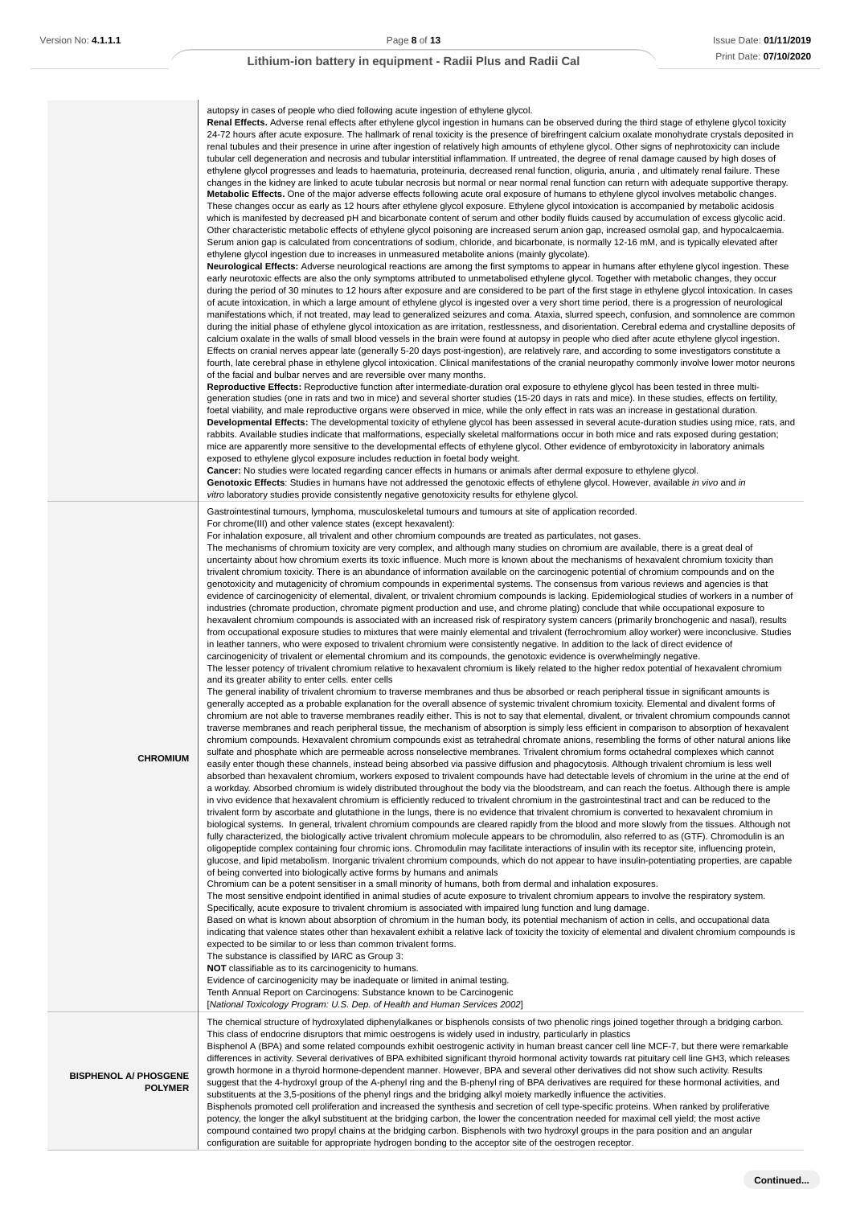| | |
|---|---|
| | autopsy in cases of people who died following acute ingestion of ethylene glycol.<br>**Renal Effects.** Adverse renal effects after ethylene glycol ingestion in humans can be observed during the third stage of ethylene glycol toxicity 24-72 hours after acute exposure. The hallmark of renal toxicity is the presence of birefringent calcium oxalate monohydrate crystals deposited in renal tubules and their presence in urine after ingestion of relatively high amounts of ethylene glycol. Other signs of nephrotoxicity can include tubular cell degeneration and necrosis and tubular interstitial inflammation. If untreated, the degree of renal damage caused by high doses of ethylene glycol progresses and leads to haematuria, proteinuria, decreased renal function, oliguria, anuria , and ultimately renal failure. These changes in the kidney are linked to acute tubular necrosis but normal or near normal renal function can return with adequate supportive therapy.<br>**Metabolic Effects.** One of the major adverse effects following acute oral exposure of humans to ethylene glycol involves metabolic changes. These changes occur as early as 12 hours after ethylene glycol exposure. Ethylene glycol intoxication is accompanied by metabolic acidosis which is manifested by decreased pH and bicarbonate content of serum and other bodily fluids caused by accumulation of excess glycolic acid. Other characteristic metabolic effects of ethylene glycol poisoning are increased serum anion gap, increased osmolal gap, and hypocalcaemia. Serum anion gap is calculated from concentrations of sodium, chloride, and bicarbonate, is normally 12-16 mM, and is typically elevated after ethylene glycol ingestion due to increases in unmeasured metabolite anions (mainly glycolate).<br>**Neurological Effects:** Adverse neurological reactions are among the first symptoms to appear in humans after ethylene glycol ingestion. These early neurotoxic effects are also the only symptoms attributed to unmetabolised ethylene glycol. Together with metabolic changes, they occur during the period of 30 minutes to 12 hours after exposure and are considered to be part of the first stage in ethylene glycol intoxication. In cases of acute intoxication, in which a large amount of ethylene glycol is ingested over a very short time period, there is a progression of neurological manifestations which, if not treated, may lead to generalized seizures and coma. Ataxia, slurred speech, confusion, and somnolence are common during the initial phase of ethylene glycol intoxication as are irritation, restlessness, and disorientation. Cerebral edema and crystalline deposits of calcium oxalate in the walls of small blood vessels in the brain were found at autopsy in people who died after acute ethylene glycol ingestion. Effects on cranial nerves appear late (generally 5-20 days post-ingestion), are relatively rare, and according to some investigators constitute a fourth, late cerebral phase in ethylene glycol intoxication. Clinical manifestations of the cranial neuropathy commonly involve lower motor neurons of the facial and bulbar nerves and are reversible over many months.<br>**Reproductive Effects:** Reproductive function after intermediate-duration oral exposure to ethylene glycol has been tested in three multi-generation studies (one in rats and two in mice) and several shorter studies (15-20 days in rats and mice). In these studies, effects on fertility, foetal viability, and male reproductive organs were observed in mice, while the only effect in rats was an increase in gestational duration.<br>**Developmental Effects:** The developmental toxicity of ethylene glycol has been assessed in several acute-duration studies using mice, rats, and rabbits. Available studies indicate that malformations, especially skeletal malformations occur in both mice and rats exposed during gestation; mice are apparently more sensitive to the developmental effects of ethylene glycol. Other evidence of embyrotoxicity in laboratory animals exposed to ethylene glycol exposure includes reduction in foetal body weight.<br>**Cancer:** No studies were located regarding cancer effects in humans or animals after dermal exposure to ethylene glycol.<br>**Genotoxic Effects**: Studies in humans have not addressed the genotoxic effects of ethylene glycol. However, available *in vivo* and *in vitro* laboratory studies provide consistently negative genotoxicity results for ethylene glycol. |
| **CHROMIUM** | Gastrointestinal tumours, lymphoma, musculoskeletal tumours and tumours at site of application recorded.<br>For chrome(III) and other valence states (except hexavalent):<br>For inhalation exposure, all trivalent and other chromium compounds are treated as particulates, not gases.<br>The mechanisms of chromium toxicity are very complex, and although many studies on chromium are available, there is a great deal of uncertainty about how chromium exerts its toxic influence. Much more is known about the mechanisms of hexavalent chromium toxicity than trivalent chromium toxicity. There is an abundance of information available on the carcinogenic potential of chromium compounds and on the genotoxicity and mutagenicity of chromium compounds in experimental systems. The consensus from various reviews and agencies is that evidence of carcinogenicity of elemental, divalent, or trivalent chromium compounds is lacking. Epidemiological studies of workers in a number of industries (chromate production, chromate pigment production and use, and chrome plating) conclude that while occupational exposure to hexavalent chromium compounds is associated with an increased risk of respiratory system cancers (primarily bronchogenic and nasal), results from occupational exposure studies to mixtures that were mainly elemental and trivalent (ferrochromium alloy worker) were inconclusive. Studies in leather tanners, who were exposed to trivalent chromium were consistently negative. In addition to the lack of direct evidence of carcinogenicity of trivalent or elemental chromium and its compounds, the genotoxic evidence is overwhelmingly negative.<br>The lesser potency of trivalent chromium relative to hexavalent chromium is likely related to the higher redox potential of hexavalent chromium and its greater ability to enter cells. enter cells<br>The general inability of trivalent chromium to traverse membranes and thus be absorbed or reach peripheral tissue in significant amounts is generally accepted as a probable explanation for the overall absence of systemic trivalent chromium toxicity. Elemental and divalent forms of chromium are not able to traverse membranes readily either. This is not to say that elemental, divalent, or trivalent chromium compounds cannot traverse membranes and reach peripheral tissue, the mechanism of absorption is simply less efficient in comparison to absorption of hexavalent chromium compounds. Hexavalent chromium compounds exist as tetrahedral chromate anions, resembling the forms of other natural anions like sulfate and phosphate which are permeable across nonselective membranes. Trivalent chromium forms octahedral complexes which cannot easily enter though these channels, instead being absorbed via passive diffusion and phagocytosis. Although trivalent chromium is less well absorbed than hexavalent chromium, workers exposed to trivalent compounds have had detectable levels of chromium in the urine at the end of a workday. Absorbed chromium is widely distributed throughout the body via the bloodstream, and can reach the foetus. Although there is ample in vivo evidence that hexavalent chromium is efficiently reduced to trivalent chromium in the gastrointestinal tract and can be reduced to the trivalent form by ascorbate and glutathione in the lungs, there is no evidence that trivalent chromium is converted to hexavalent chromium in biological systems. In general, trivalent chromium compounds are cleared rapidly from the blood and more slowly from the tissues. Although not fully characterized, the biologically active trivalent chromium molecule appears to be chromodulin, also referred to as (GTF). Chromodulin is an oligopeptide complex containing four chromic ions. Chromodulin may facilitate interactions of insulin with its receptor site, influencing protein, glucose, and lipid metabolism. Inorganic trivalent chromium compounds, which do not appear to have insulin-potentiating properties, are capable of being converted into biologically active forms by humans and animals<br>Chromium can be a potent sensitiser in a small minority of humans, both from dermal and inhalation exposures.<br>The most sensitive endpoint identified in animal studies of acute exposure to trivalent chromium appears to involve the respiratory system. Specifically, acute exposure to trivalent chromium is associated with impaired lung function and lung damage.<br>Based on what is known about absorption of chromium in the human body, its potential mechanism of action in cells, and occupational data indicating that valence states other than hexavalent exhibit a relative lack of toxicity the toxicity of elemental and divalent chromium compounds is expected to be similar to or less than common trivalent forms.<br>The substance is classified by IARC as Group 3:<br>**NOT** classifiable as to its carcinogenicity to humans.<br>Evidence of carcinogenicity may be inadequate or limited in animal testing.<br>Tenth Annual Report on Carcinogens: Substance known to be Carcinogenic<br>[*National Toxicology Program: U.S. Dep. of Health and Human Services 2002*] |
| **BISPHENOL A/ PHOSGENE POLYMER** | The chemical structure of hydroxylated diphenylalkanes or bisphenols consists of two phenolic rings joined together through a bridging carbon. This class of endocrine disruptors that mimic oestrogens is widely used in industry, particularly in plastics<br>Bisphenol A (BPA) and some related compounds exhibit oestrogenic activity in human breast cancer cell line MCF-7, but there were remarkable differences in activity. Several derivatives of BPA exhibited significant thyroid hormonal activity towards rat pituitary cell line GH3, which releases growth hormone in a thyroid hormone-dependent manner. However, BPA and several other derivatives did not show such activity. Results suggest that the 4-hydroxyl group of the A-phenyl ring and the B-phenyl ring of BPA derivatives are required for these hormonal activities, and substituents at the 3,5-positions of the phenyl rings and the bridging alkyl moiety markedly influence the activities.<br>Bisphenols promoted cell proliferation and increased the synthesis and secretion of cell type-specific proteins. When ranked by proliferative potency, the longer the alkyl substituent at the bridging carbon, the lower the concentration needed for maximal cell yield; the most active compound contained two propyl chains at the bridging carbon. Bisphenols with two hydroxyl groups in the para position and an angular configuration are suitable for appropriate hydrogen bonding to the acceptor site of the oestrogen receptor. |

Continued...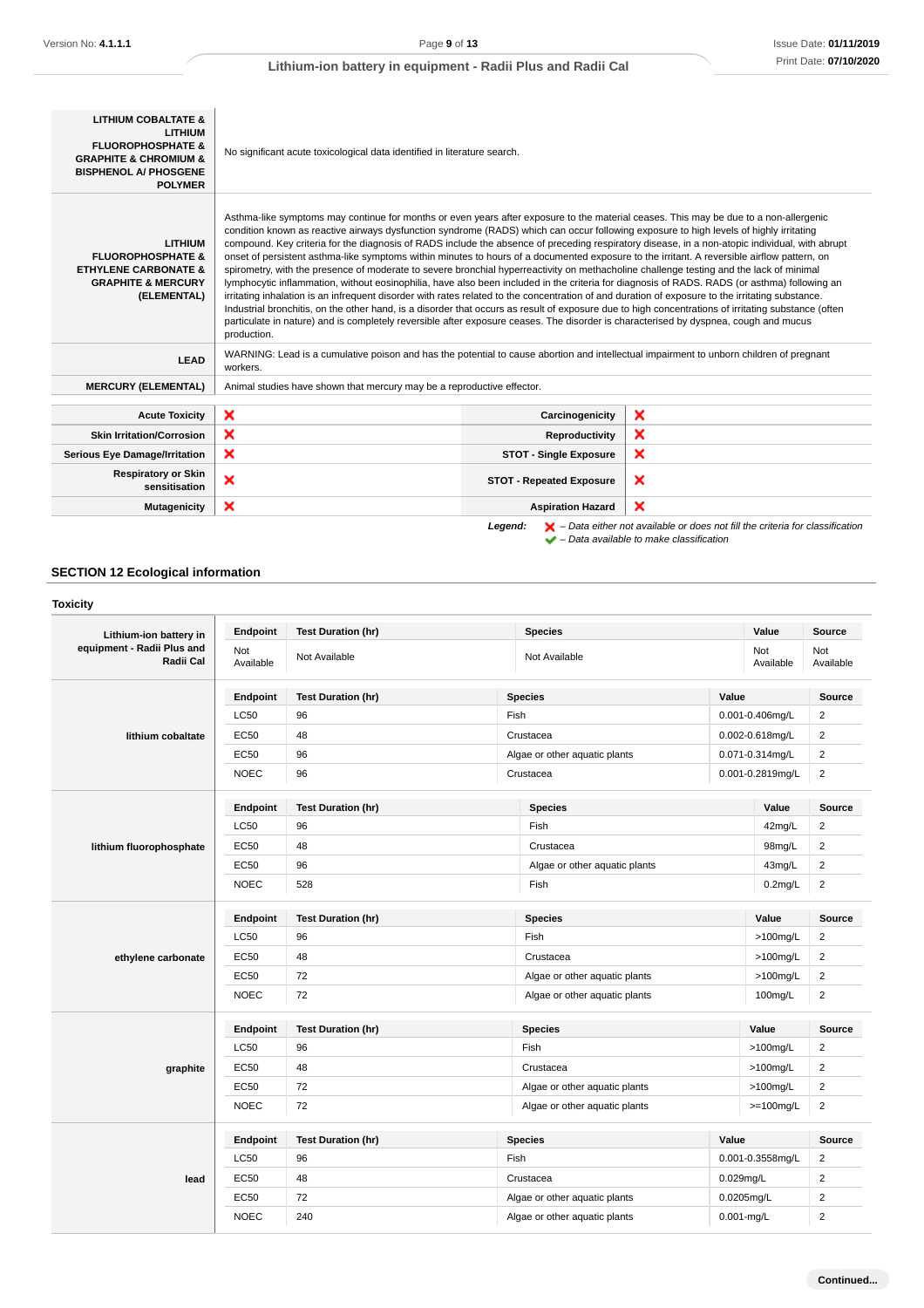| | |
|---|---|
| **LITHIUM COBALTATE & LITHIUM FLUOROPHOSPHATE & GRAPHITE & CHROMIUM & BISPHENOL A/ PHOSGENE POLYMER** | No significant acute toxicological data identified in literature search. |
| **LITHIUM FLUOROPHOSPHATE & ETHYLENE CARBONATE & GRAPHITE & MERCURY (ELEMENTAL)** | Asthma-like symptoms may continue for months or even years after exposure to the material ceases. This may be due to a non-allergenic condition known as reactive airways dysfunction syndrome (RADS) which can occur following exposure to high levels of highly irritating compound. Key criteria for the diagnosis of RADS include the absence of preceding respiratory disease, in a non-atopic individual, with abrupt onset of persistent asthma-like symptoms within minutes to hours of a documented exposure to the irritant. A reversible airflow pattern, on spirometry, with the presence of moderate to severe bronchial hyperreactivity on methacholine challenge testing and the lack of minimal lymphocytic inflammation, without eosinophilia, have also been included in the criteria for diagnosis of RADS. RADS (or asthma) following an irritating inhalation is an infrequent disorder with rates related to the concentration of and duration of exposure to the irritating substance. Industrial bronchitis, on the other hand, is a disorder that occurs as result of exposure due to high concentrations of irritating substance (often particulate in nature) and is completely reversible after exposure ceases. The disorder is characterised by dyspnea, cough and mucus production. |
| **LEAD** | WARNING: Lead is a cumulative poison and has the potential to cause abortion and intellectual impairment to unborn children of pregnant workers. |
| **MERCURY (ELEMENTAL)** | Animal studies have shown that mercury may be a reproductive effector. |

| | | | |
|---|---|---|---|
| **Acute Toxicity** | ✗ | **Carcinogenicity** | ✗ |
| **Skin Irritation/Corrosion** | ✗ | **Reproductivity** | ✗ |
| **Serious Eye Damage/Irritation** | ✗ | **STOT - Single Exposure** | ✗ |
| **Respiratory or Skin sensitisation** | ✗ | **STOT - Repeated Exposure** | ✗ |
| **Mutagenicity** | ✗ | **Aspiration Hazard** | ✗ |

*Legend:* ✗ *– Data either not available or does not fill the criteria for classification*
✔ *– Data available to make classification*

## SECTION 12 Ecological information

### Toxicity

**Lithium-ion battery in equipment - Radii Plus and Radii Cal**

| Endpoint | Test Duration (hr) | Species | Value | Source |
|---|---|---|---|---|
| Not Available | Not Available | Not Available | Not Available | Not Available |

**lithium cobaltate**

| Endpoint | Test Duration (hr) | Species | Value | Source |
|---|---|---|---|---|
| LC50 | 96 | Fish | 0.001-0.406mg/L | 2 |
| EC50 | 48 | Crustacea | 0.002-0.618mg/L | 2 |
| EC50 | 96 | Algae or other aquatic plants | 0.071-0.314mg/L | 2 |
| NOEC | 96 | Crustacea | 0.001-0.2819mg/L | 2 |

**lithium fluorophosphate**

| Endpoint | Test Duration (hr) | Species | Value | Source |
|---|---|---|---|---|
| LC50 | 96 | Fish | 42mg/L | 2 |
| EC50 | 48 | Crustacea | 98mg/L | 2 |
| EC50 | 96 | Algae or other aquatic plants | 43mg/L | 2 |
| NOEC | 528 | Fish | 0.2mg/L | 2 |

**ethylene carbonate**

| Endpoint | Test Duration (hr) | Species | Value | Source |
|---|---|---|---|---|
| LC50 | 96 | Fish | >100mg/L | 2 |
| EC50 | 48 | Crustacea | >100mg/L | 2 |
| EC50 | 72 | Algae or other aquatic plants | >100mg/L | 2 |
| NOEC | 72 | Algae or other aquatic plants | 100mg/L | 2 |

**graphite**

| Endpoint | Test Duration (hr) | Species | Value | Source |
|---|---|---|---|---|
| LC50 | 96 | Fish | >100mg/L | 2 |
| EC50 | 48 | Crustacea | >100mg/L | 2 |
| EC50 | 72 | Algae or other aquatic plants | >100mg/L | 2 |
| NOEC | 72 | Algae or other aquatic plants | >=100mg/L | 2 |

**lead**

| Endpoint | Test Duration (hr) | Species | Value | Source |
|---|---|---|---|---|
| LC50 | 96 | Fish | 0.001-0.3558mg/L | 2 |
| EC50 | 48 | Crustacea | 0.029mg/L | 2 |
| EC50 | 72 | Algae or other aquatic plants | 0.0205mg/L | 2 |
| NOEC | 240 | Algae or other aquatic plants | 0.001-mg/L | 2 |

Continued...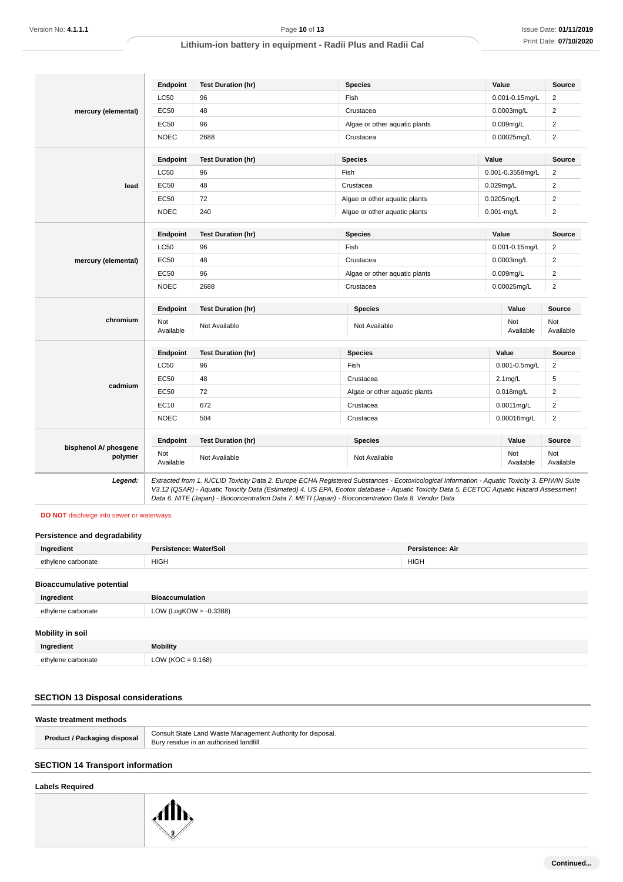| | Endpoint | Test Duration (hr) | Species | Value | Source |
|---|---|---|---|---|---|
| **mercury (elemental)** | LC50 | 96 | Fish | 0.001-0.15mg/L | 2 |
| | EC50 | 48 | Crustacea | 0.0003mg/L | 2 |
| | EC50 | 96 | Algae or other aquatic plants | 0.009mg/L | 2 |
| | NOEC | 2688 | Crustacea | 0.00025mg/L | 2 |

| | Endpoint | Test Duration (hr) | Species | Value | Source |
|---|---|---|---|---|---|
| **lead** | LC50 | 96 | Fish | 0.001-0.3558mg/L | 2 |
| | EC50 | 48 | Crustacea | 0.029mg/L | 2 |
| | EC50 | 72 | Algae or other aquatic plants | 0.0205mg/L | 2 |
| | NOEC | 240 | Algae or other aquatic plants | 0.001-mg/L | 2 |

| | Endpoint | Test Duration (hr) | Species | Value | Source |
|---|---|---|---|---|---|
| **mercury (elemental)** | LC50 | 96 | Fish | 0.001-0.15mg/L | 2 |
| | EC50 | 48 | Crustacea | 0.0003mg/L | 2 |
| | EC50 | 96 | Algae or other aquatic plants | 0.009mg/L | 2 |
| | NOEC | 2688 | Crustacea | 0.00025mg/L | 2 |

| | Endpoint | Test Duration (hr) | Species | Value | Source |
|---|---|---|---|---|---|
| **chromium** | Not Available | Not Available | Not Available | Not Available | Not Available |

| | Endpoint | Test Duration (hr) | Species | Value | Source |
|---|---|---|---|---|---|
| **cadmium** | LC50 | 96 | Fish | 0.001-0.5mg/L | 2 |
| | EC50 | 48 | Crustacea | 2.1mg/L | 5 |
| | EC50 | 72 | Algae or other aquatic plants | 0.018mg/L | 2 |
| | EC10 | 672 | Crustacea | 0.0011mg/L | 2 |
| | NOEC | 504 | Crustacea | 0.00016mg/L | 2 |

| | Endpoint | Test Duration (hr) | Species | Value | Source |
|---|---|---|---|---|---|
| **bisphenol A/ phosgene polymer** | Not Available | Not Available | Not Available | Not Available | Not Available |

***Legend:*** *Extracted from 1. IUCLID Toxicity Data 2. Europe ECHA Registered Substances - Ecotoxicological Information - Aquatic Toxicity 3. EPIWIN Suite V3.12 (QSAR) - Aquatic Toxicity Data (Estimated) 4. US EPA, Ecotox database - Aquatic Toxicity Data 5. ECETOC Aquatic Hazard Assessment Data 6. NITE (Japan) - Bioconcentration Data 7. METI (Japan) - Bioconcentration Data 8. Vendor Data*

**DO NOT** discharge into sewer or waterways.

### Persistence and degradability

| Ingredient | Persistence: Water/Soil | Persistence: Air |
|---|---|---|
| ethylene carbonate | HIGH | HIGH |

### Bioaccumulative potential

| Ingredient | Bioaccumulation |
|---|---|
| ethylene carbonate | LOW (LogKOW = -0.3388) |

### Mobility in soil

| Ingredient | Mobility |
|---|---|
| ethylene carbonate | LOW (KOC = 9.168) |

## SECTION 13 Disposal considerations

### Waste treatment methods

| | |
|---|---|
| **Product / Packaging disposal** | Consult State Land Waste Management Authority for disposal.<br>Bury residue in an authorised landfill. |

## SECTION 14 Transport information

### Labels Required

9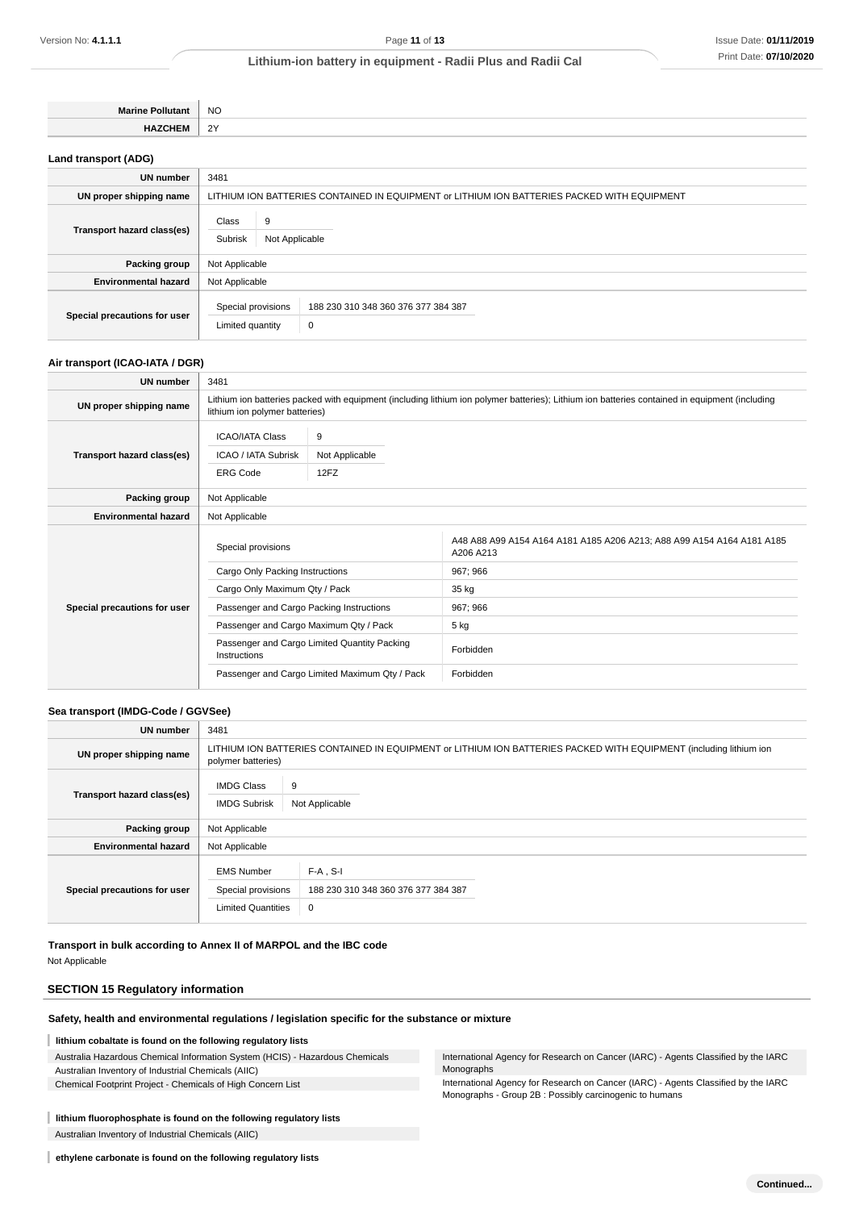| | |
|---|---|
| **Marine Pollutant** | NO |
| **HAZCHEM** | 2Y |

### Land transport (ADG)

| | |
|---|---|
| **UN number** | 3481 |
| **UN proper shipping name** | LITHIUM ION BATTERIES CONTAINED IN EQUIPMENT or LITHIUM ION BATTERIES PACKED WITH EQUIPMENT |
| **Transport hazard class(es)** | Class: 9<br>Subrisk: Not Applicable |
| **Packing group** | Not Applicable |
| **Environmental hazard** | Not Applicable |
| **Special precautions for user** | Special provisions: 188 230 310 348 360 376 377 384 387<br>Limited quantity: 0 |

### Air transport (ICAO-IATA / DGR)

| | |
|---|---|
| **UN number** | 3481 |
| **UN proper shipping name** | Lithium ion batteries packed with equipment (including lithium ion polymer batteries); Lithium ion batteries contained in equipment (including lithium ion polymer batteries) |
| **Transport hazard class(es)** | ICAO/IATA Class: 9<br>ICAO / IATA Subrisk: Not Applicable<br>ERG Code: 12FZ |
| **Packing group** | Not Applicable |
| **Environmental hazard** | Not Applicable |
| **Special precautions for user** | Special provisions: A48 A88 A99 A154 A164 A181 A185 A206 A213; A88 A99 A154 A164 A181 A185 A206 A213<br>Cargo Only Packing Instructions: 967; 966<br>Cargo Only Maximum Qty / Pack: 35 kg<br>Passenger and Cargo Packing Instructions: 967; 966<br>Passenger and Cargo Maximum Qty / Pack: 5 kg<br>Passenger and Cargo Limited Quantity Packing Instructions: Forbidden<br>Passenger and Cargo Limited Maximum Qty / Pack: Forbidden |

### Sea transport (IMDG-Code / GGVSee)

| | |
|---|---|
| **UN number** | 3481 |
| **UN proper shipping name** | LITHIUM ION BATTERIES CONTAINED IN EQUIPMENT or LITHIUM ION BATTERIES PACKED WITH EQUIPMENT (including lithium ion polymer batteries) |
| **Transport hazard class(es)** | IMDG Class: 9<br>IMDG Subrisk: Not Applicable |
| **Packing group** | Not Applicable |
| **Environmental hazard** | Not Applicable |
| **Special precautions for user** | EMS Number: F-A , S-I<br>Special provisions: 188 230 310 348 360 376 377 384 387<br>Limited Quantities: 0 |

### Transport in bulk according to Annex II of MARPOL and the IBC code

Not Applicable

## SECTION 15 Regulatory information

### Safety, health and environmental regulations / legislation specific for the substance or mixture

**lithium cobaltate is found on the following regulatory lists**

- Australia Hazardous Chemical Information System (HCIS) - Hazardous Chemicals
- Australian Inventory of Industrial Chemicals (AIIC)
- Chemical Footprint Project - Chemicals of High Concern List
- International Agency for Research on Cancer (IARC) - Agents Classified by the IARC Monographs
- International Agency for Research on Cancer (IARC) - Agents Classified by the IARC Monographs - Group 2B : Possibly carcinogenic to humans

**lithium fluorophosphate is found on the following regulatory lists**

- Australian Inventory of Industrial Chemicals (AIIC)

**ethylene carbonate is found on the following regulatory lists**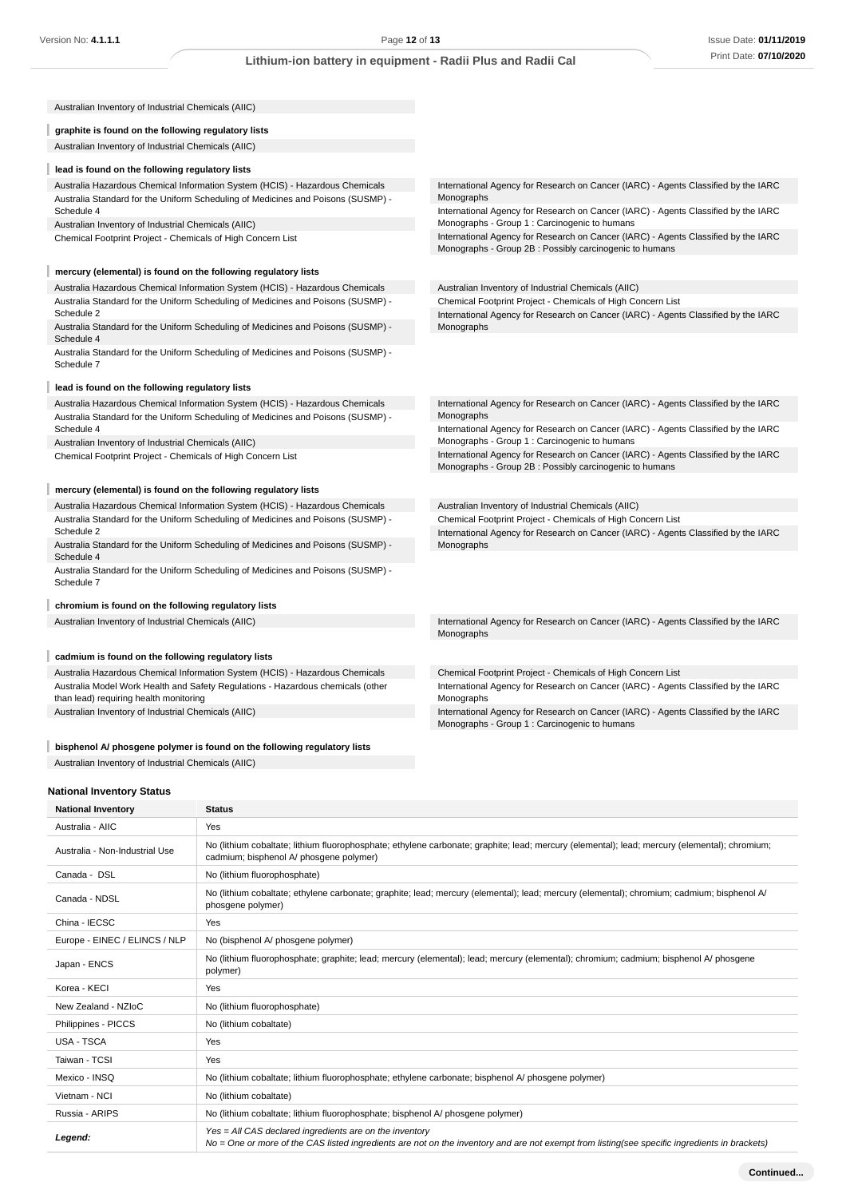Australian Inventory of Industrial Chemicals (AIIC)

**graphite is found on the following regulatory lists**

Australian Inventory of Industrial Chemicals (AIIC)

**lead is found on the following regulatory lists**

Australia Hazardous Chemical Information System (HCIS) - Hazardous Chemicals
Australia Standard for the Uniform Scheduling of Medicines and Poisons (SUSMP) - Schedule 4
Australian Inventory of Industrial Chemicals (AIIC)
Chemical Footprint Project - Chemicals of High Concern List
International Agency for Research on Cancer (IARC) - Agents Classified by the IARC Monographs
International Agency for Research on Cancer (IARC) - Agents Classified by the IARC Monographs - Group 1 : Carcinogenic to humans
International Agency for Research on Cancer (IARC) - Agents Classified by the IARC Monographs - Group 2B : Possibly carcinogenic to humans

**mercury (elemental) is found on the following regulatory lists**

Australia Hazardous Chemical Information System (HCIS) - Hazardous Chemicals
Australia Standard for the Uniform Scheduling of Medicines and Poisons (SUSMP) - Schedule 2
Australia Standard for the Uniform Scheduling of Medicines and Poisons (SUSMP) - Schedule 4
Australia Standard for the Uniform Scheduling of Medicines and Poisons (SUSMP) - Schedule 7
Australian Inventory of Industrial Chemicals (AIIC)
Chemical Footprint Project - Chemicals of High Concern List
International Agency for Research on Cancer (IARC) - Agents Classified by the IARC Monographs

**lead is found on the following regulatory lists**

Australia Hazardous Chemical Information System (HCIS) - Hazardous Chemicals
Australia Standard for the Uniform Scheduling of Medicines and Poisons (SUSMP) - Schedule 4
Australian Inventory of Industrial Chemicals (AIIC)
Chemical Footprint Project - Chemicals of High Concern List
International Agency for Research on Cancer (IARC) - Agents Classified by the IARC Monographs
International Agency for Research on Cancer (IARC) - Agents Classified by the IARC Monographs - Group 1 : Carcinogenic to humans
International Agency for Research on Cancer (IARC) - Agents Classified by the IARC Monographs - Group 2B : Possibly carcinogenic to humans

**mercury (elemental) is found on the following regulatory lists**

Australia Hazardous Chemical Information System (HCIS) - Hazardous Chemicals
Australia Standard for the Uniform Scheduling of Medicines and Poisons (SUSMP) - Schedule 2
Australia Standard for the Uniform Scheduling of Medicines and Poisons (SUSMP) - Schedule 4
Australia Standard for the Uniform Scheduling of Medicines and Poisons (SUSMP) - Schedule 7
Australian Inventory of Industrial Chemicals (AIIC)
Chemical Footprint Project - Chemicals of High Concern List
International Agency for Research on Cancer (IARC) - Agents Classified by the IARC Monographs

**chromium is found on the following regulatory lists**

Australian Inventory of Industrial Chemicals (AIIC)
International Agency for Research on Cancer (IARC) - Agents Classified by the IARC Monographs

**cadmium is found on the following regulatory lists**

Australia Hazardous Chemical Information System (HCIS) - Hazardous Chemicals
Australia Model Work Health and Safety Regulations - Hazardous chemicals (other than lead) requiring health monitoring
Australian Inventory of Industrial Chemicals (AIIC)
Chemical Footprint Project - Chemicals of High Concern List
International Agency for Research on Cancer (IARC) - Agents Classified by the IARC Monographs
International Agency for Research on Cancer (IARC) - Agents Classified by the IARC Monographs - Group 1 : Carcinogenic to humans

**bisphenol A/ phosgene polymer is found on the following regulatory lists**

Australian Inventory of Industrial Chemicals (AIIC)

### National Inventory Status

| National Inventory | Status |
|---|---|
| Australia - AIIC | Yes |
| Australia - Non-Industrial Use | No (lithium cobaltate; lithium fluorophosphate; ethylene carbonate; graphite; lead; mercury (elemental); lead; mercury (elemental); chromium; cadmium; bisphenol A/ phosgene polymer) |
| Canada - DSL | No (lithium fluorophosphate) |
| Canada - NDSL | No (lithium cobaltate; ethylene carbonate; graphite; lead; mercury (elemental); lead; mercury (elemental); chromium; cadmium; bisphenol A/ phosgene polymer) |
| China - IECSC | Yes |
| Europe - EINEC / ELINCS / NLP | No (bisphenol A/ phosgene polymer) |
| Japan - ENCS | No (lithium fluorophosphate; graphite; lead; mercury (elemental); lead; mercury (elemental); chromium; cadmium; bisphenol A/ phosgene polymer) |
| Korea - KECI | Yes |
| New Zealand - NZIoC | No (lithium fluorophosphate) |
| Philippines - PICCS | No (lithium cobaltate) |
| USA - TSCA | Yes |
| Taiwan - TCSI | Yes |
| Mexico - INSQ | No (lithium cobaltate; lithium fluorophosphate; ethylene carbonate; bisphenol A/ phosgene polymer) |
| Vietnam - NCI | No (lithium cobaltate) |
| Russia - ARIPS | No (lithium cobaltate; lithium fluorophosphate; bisphenol A/ phosgene polymer) |
| ***Legend:*** | *Yes = All CAS declared ingredients are on the inventory*<br>*No = One or more of the CAS listed ingredients are not on the inventory and are not exempt from listing(see specific ingredients in brackets)* |

Continued...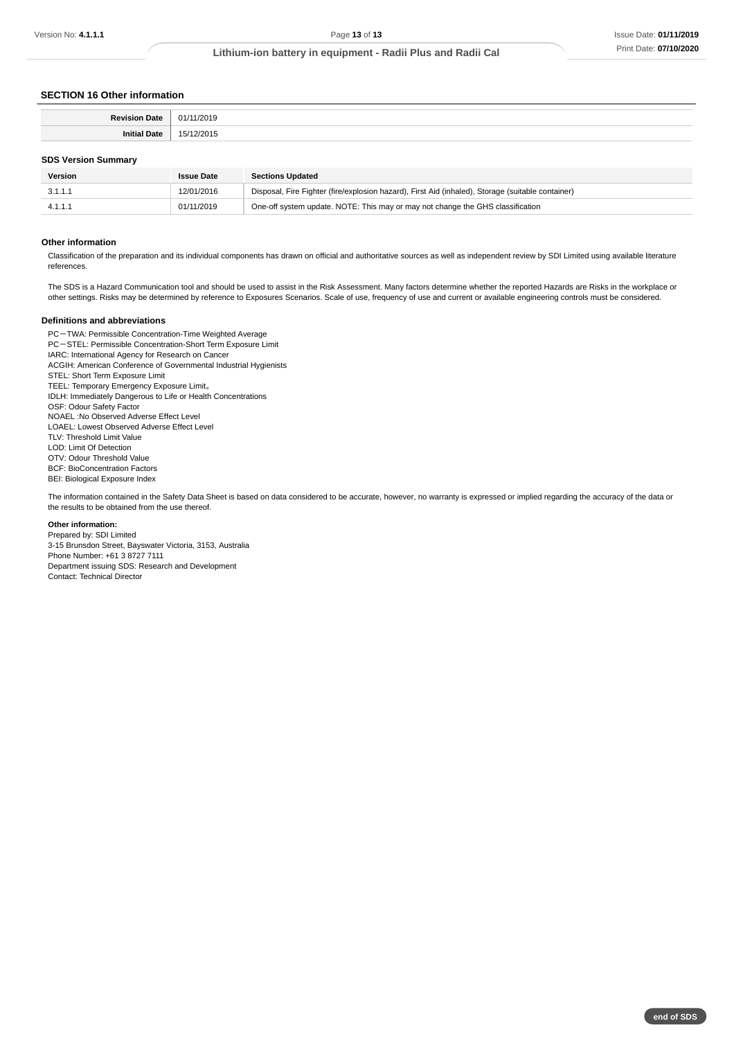## SECTION 16 Other information

| | |
|---|---|
| **Revision Date** | 01/11/2019 |
| **Initial Date** | 15/12/2015 |

### SDS Version Summary

| Version | Issue Date | Sections Updated |
|---|---|---|
| 3.1.1.1 | 12/01/2016 | Disposal, Fire Fighter (fire/explosion hazard), First Aid (inhaled), Storage (suitable container) |
| 4.1.1.1 | 01/11/2019 | One-off system update. NOTE: This may or may not change the GHS classification |

### Other information

Classification of the preparation and its individual components has drawn on official and authoritative sources as well as independent review by SDI Limited using available literature references.

The SDS is a Hazard Communication tool and should be used to assist in the Risk Assessment. Many factors determine whether the reported Hazards are Risks in the workplace or other settings. Risks may be determined by reference to Exposures Scenarios. Scale of use, frequency of use and current or available engineering controls must be considered.

### Definitions and abbreviations

PC－TWA: Permissible Concentration-Time Weighted Average
PC－STEL: Permissible Concentration-Short Term Exposure Limit
IARC: International Agency for Research on Cancer
ACGIH: American Conference of Governmental Industrial Hygienists
STEL: Short Term Exposure Limit
TEEL: Temporary Emergency Exposure Limit。
IDLH: Immediately Dangerous to Life or Health Concentrations
OSF: Odour Safety Factor
NOAEL :No Observed Adverse Effect Level
LOAEL: Lowest Observed Adverse Effect Level
TLV: Threshold Limit Value
LOD: Limit Of Detection
OTV: Odour Threshold Value
BCF: BioConcentration Factors
BEI: Biological Exposure Index

The information contained in the Safety Data Sheet is based on data considered to be accurate, however, no warranty is expressed or implied regarding the accuracy of the data or the results to be obtained from the use thereof.

**Other information:**
Prepared by: SDI Limited
3-15 Brunsdon Street, Bayswater Victoria, 3153, Australia
Phone Number: +61 3 8727 7111
Department issuing SDS: Research and Development
Contact: Technical Director

end of SDS